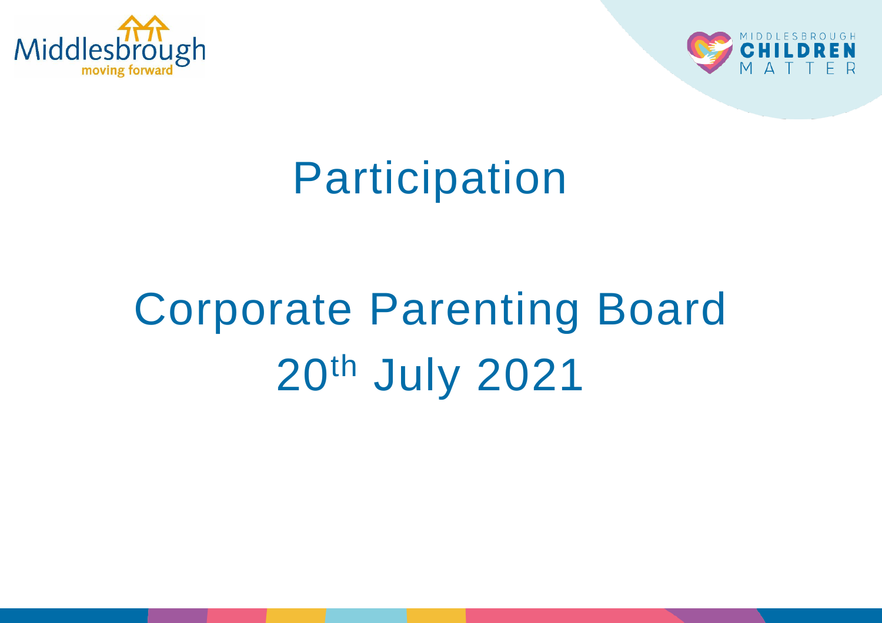# Participation

## Corporate Parenting Board
## 20th July 2021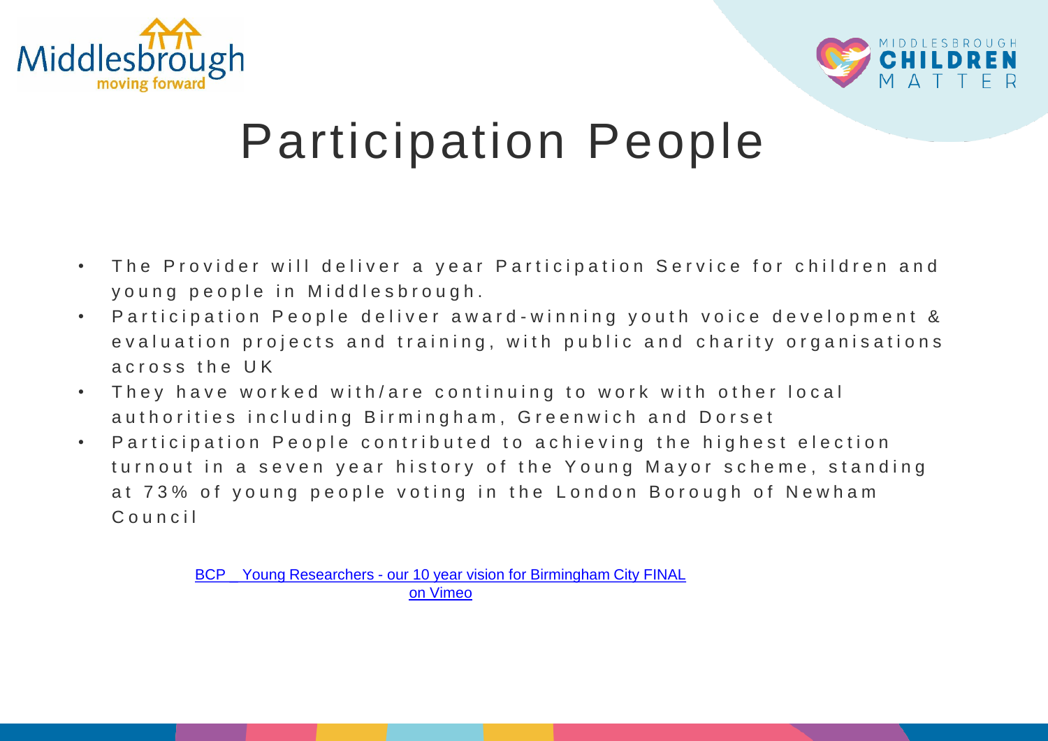# Participation People

- The Provider will deliver a year Participation Service for children and young people in Middlesbrough.
- Participation People deliver award-winning youth voice development & evaluation projects and training, with public and charity organisations across the UK
- They have worked with/are continuing to work with other local authorities including Birmingham, Greenwich and Dorset
- Participation People contributed to achieving the highest election turnout in a seven year history of the Young Mayor scheme, standing at 73% of young people voting in the London Borough of Newham Council

BCP _ Young Researchers - our 10 year vision for Birmingham City FINAL on Vimeo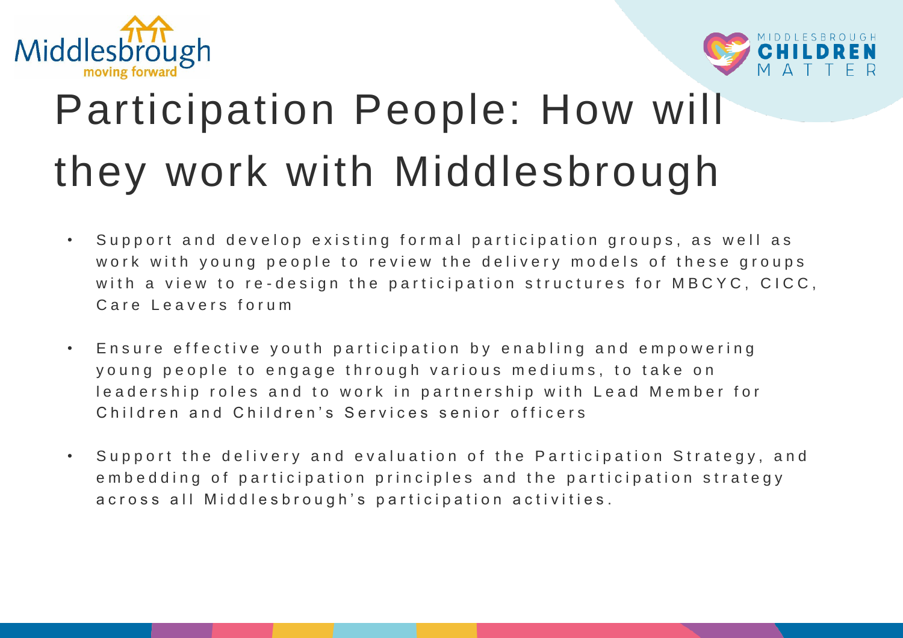# Participation People: How will they work with Middlesbrough

- Support and develop existing formal participation groups, as well as work with young people to review the delivery models of these groups with a view to re-design the participation structures for MBCYC, CICC, Care Leavers forum
- Ensure effective youth participation by enabling and empowering young people to engage through various mediums, to take on leadership roles and to work in partnership with Lead Member for Children and Children's Services senior officers
- Support the delivery and evaluation of the Participation Strategy, and embedding of participation principles and the participation strategy across all Middlesbrough's participation activities.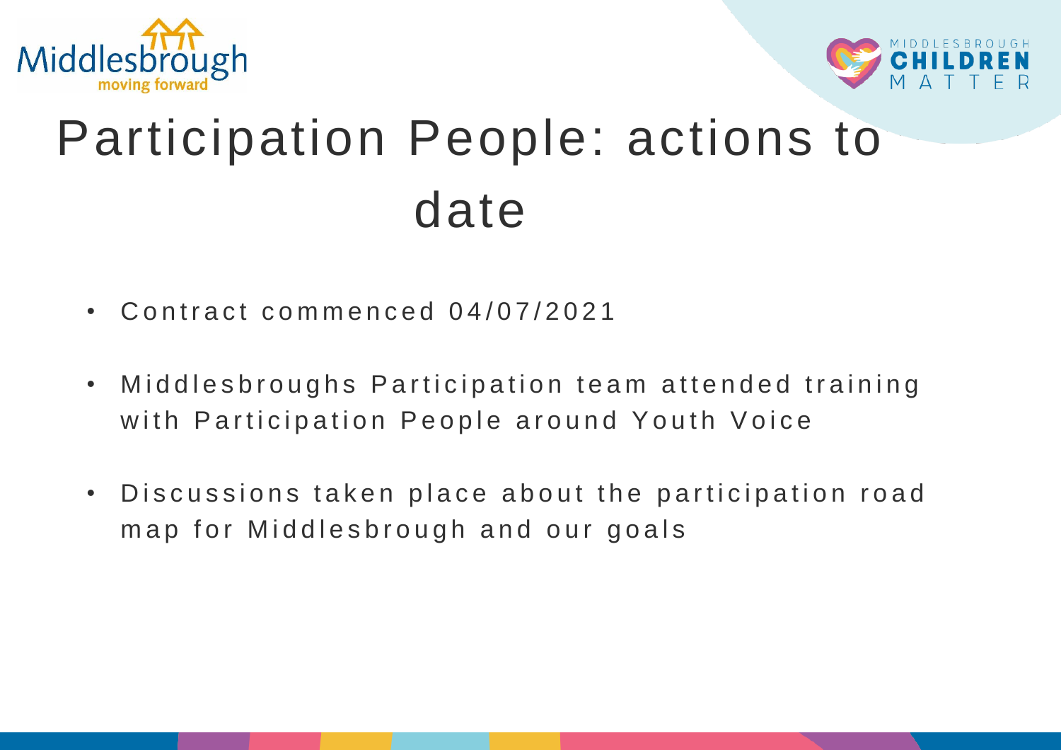# Participation People: actions to date

- Contract commenced 04/07/2021
- Middlesbroughs Participation team attended training with Participation People around Youth Voice
- Discussions taken place about the participation road map for Middlesbrough and our goals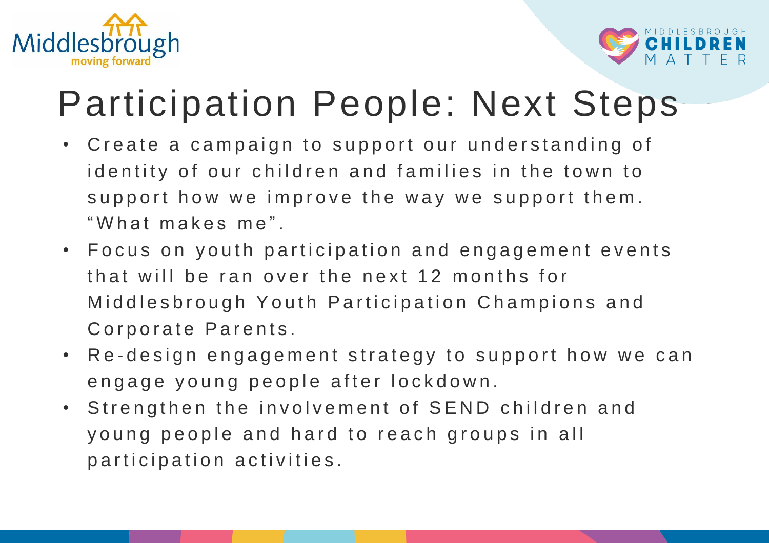# Participation People: Next Steps

- Create a campaign to support our understanding of identity of our children and families in the town to support how we improve the way we support them. "What makes me".
- Focus on youth participation and engagement events that will be ran over the next 12 months for Middlesbrough Youth Participation Champions and Corporate Parents.
- Re-design engagement strategy to support how we can engage young people after lockdown.
- Strengthen the involvement of SEND children and young people and hard to reach groups in all participation activities.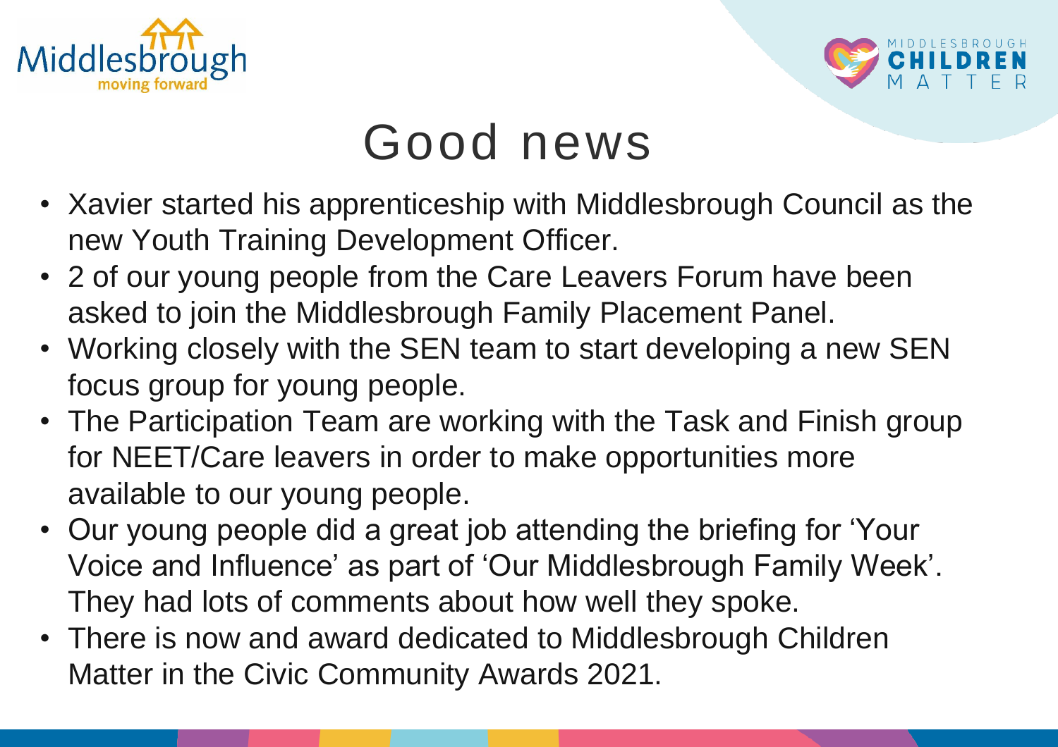# Good news

- Xavier started his apprenticeship with Middlesbrough Council as the new Youth Training Development Officer.
- 2 of our young people from the Care Leavers Forum have been asked to join the Middlesbrough Family Placement Panel.
- Working closely with the SEN team to start developing a new SEN focus group for young people.
- The Participation Team are working with the Task and Finish group for NEET/Care leavers in order to make opportunities more available to our young people.
- Our young people did a great job attending the briefing for 'Your Voice and Influence' as part of 'Our Middlesbrough Family Week'. They had lots of comments about how well they spoke.
- There is now and award dedicated to Middlesbrough Children Matter in the Civic Community Awards 2021.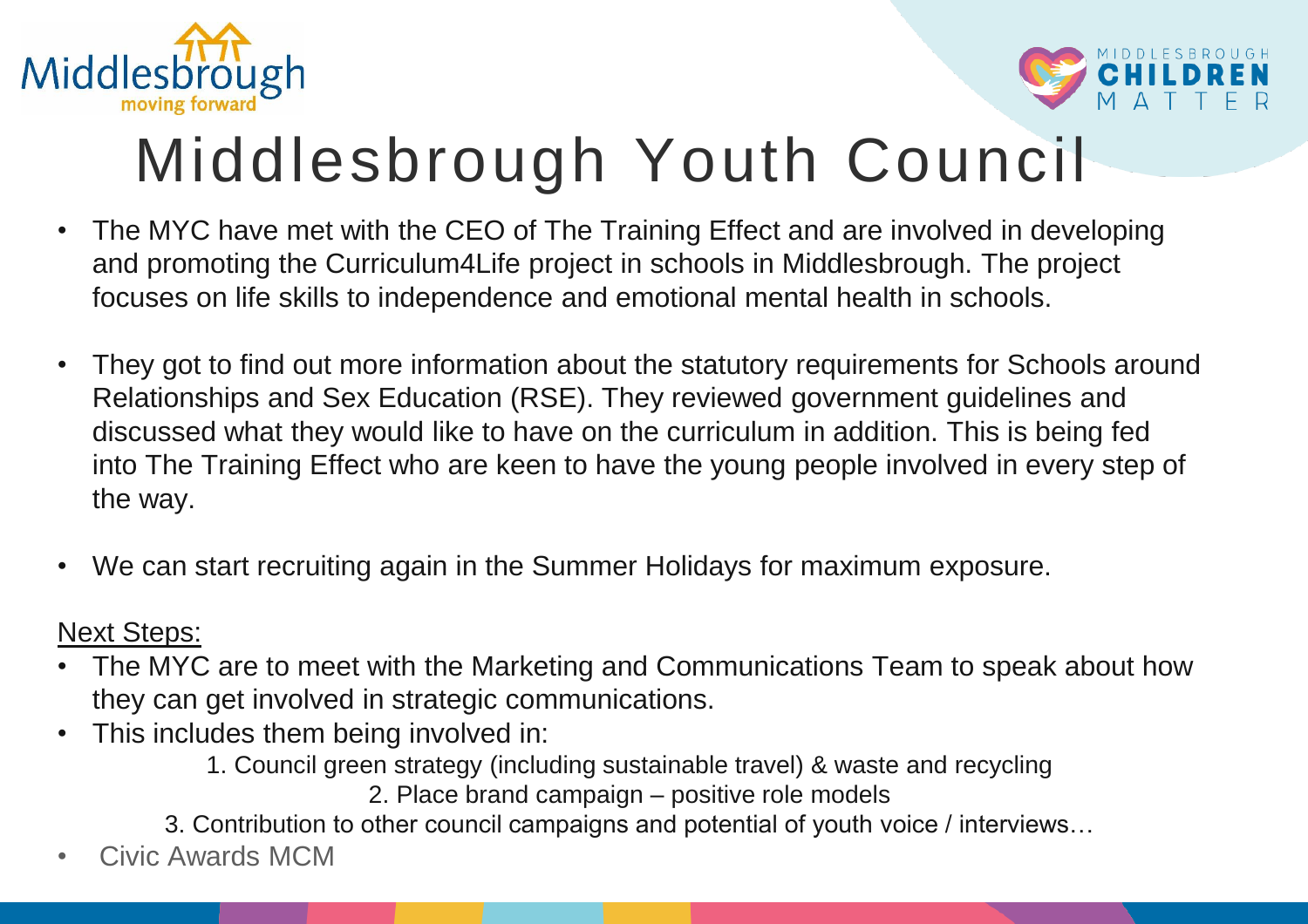# Middlesbrough Youth Council

- The MYC have met with the CEO of The Training Effect and are involved in developing and promoting the Curriculum4Life project in schools in Middlesbrough. The project focuses on life skills to independence and emotional mental health in schools.

- They got to find out more information about the statutory requirements for Schools around Relationships and Sex Education (RSE). They reviewed government guidelines and discussed what they would like to have on the curriculum in addition. This is being fed into The Training Effect who are keen to have the young people involved in every step of the way.

- We can start recruiting again in the Summer Holidays for maximum exposure.

<u>Next Steps:</u>

- The MYC are to meet with the Marketing and Communications Team to speak about how they can get involved in strategic communications.
- This includes them being involved in:
  1. Council green strategy (including sustainable travel) & waste and recycling
  2. Place brand campaign – positive role models
  3. Contribution to other council campaigns and potential of youth voice / interviews…
- Civic Awards MCM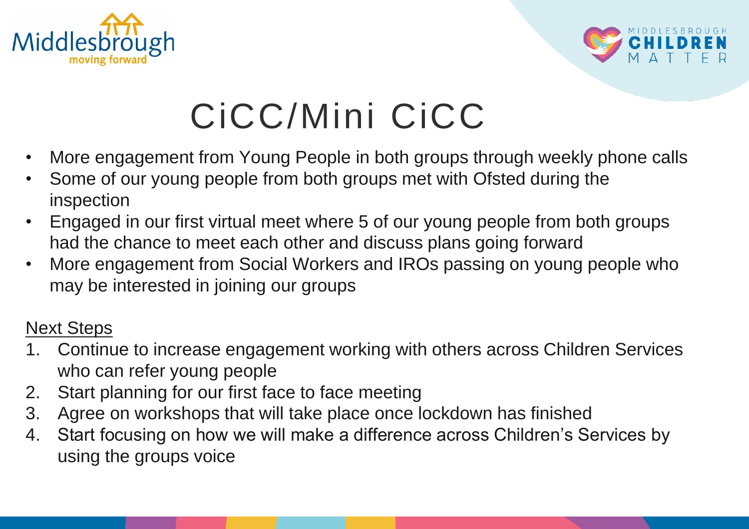# CiCC/Mini CiCC

- More engagement from Young People in both groups through weekly phone calls
- Some of our young people from both groups met with Ofsted during the inspection
- Engaged in our first virtual meet where 5 of our young people from both groups had the chance to meet each other and discuss plans going forward
- More engagement from Social Workers and IROs passing on young people who may be interested in joining our groups

<u>Next Steps</u>

1. Continue to increase engagement working with others across Children Services who can refer young people
2. Start planning for our first face to face meeting
3. Agree on workshops that will take place once lockdown has finished
4. Start focusing on how we will make a difference across Children's Services by using the groups voice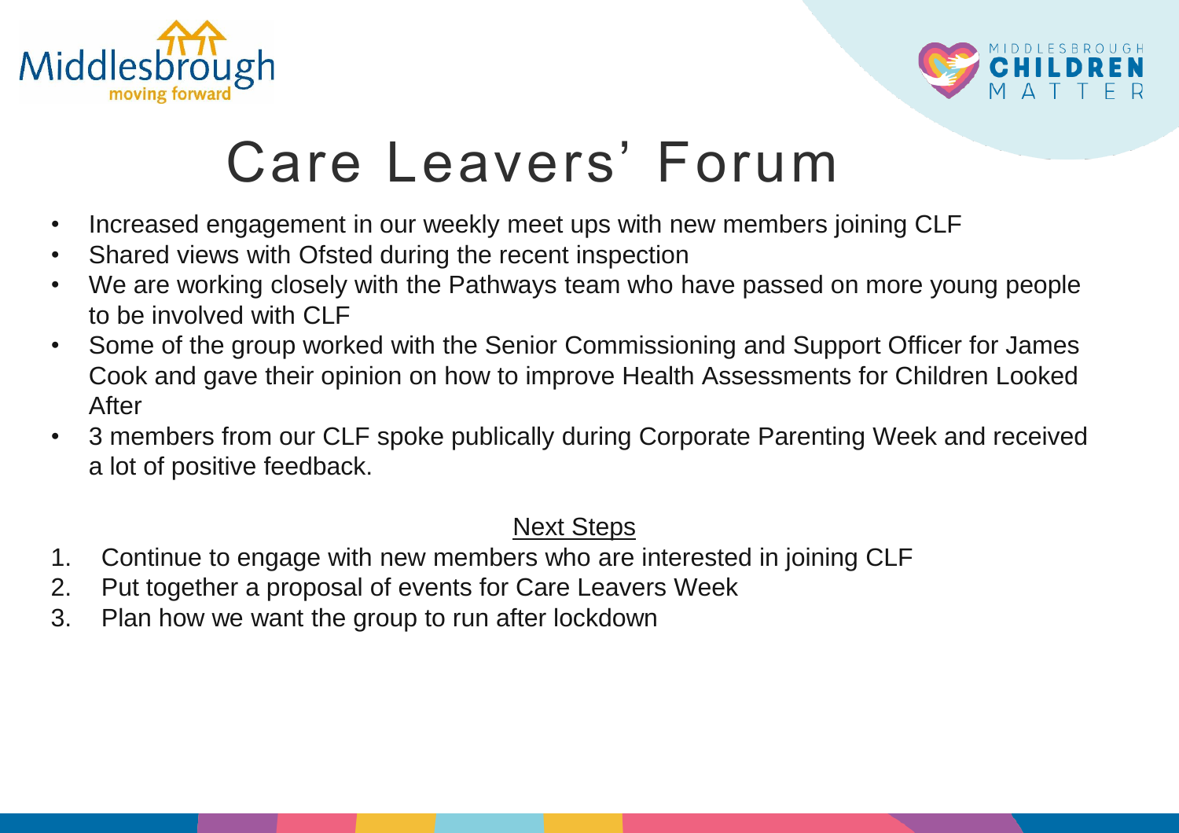# Care Leavers' Forum

- Increased engagement in our weekly meet ups with new members joining CLF
- Shared views with Ofsted during the recent inspection
- We are working closely with the Pathways team who have passed on more young people to be involved with CLF
- Some of the group worked with the Senior Commissioning and Support Officer for James Cook and gave their opinion on how to improve Health Assessments for Children Looked After
- 3 members from our CLF spoke publically during Corporate Parenting Week and received a lot of positive feedback.

## Next Steps

1. Continue to engage with new members who are interested in joining CLF
2. Put together a proposal of events for Care Leavers Week
3. Plan how we want the group to run after lockdown